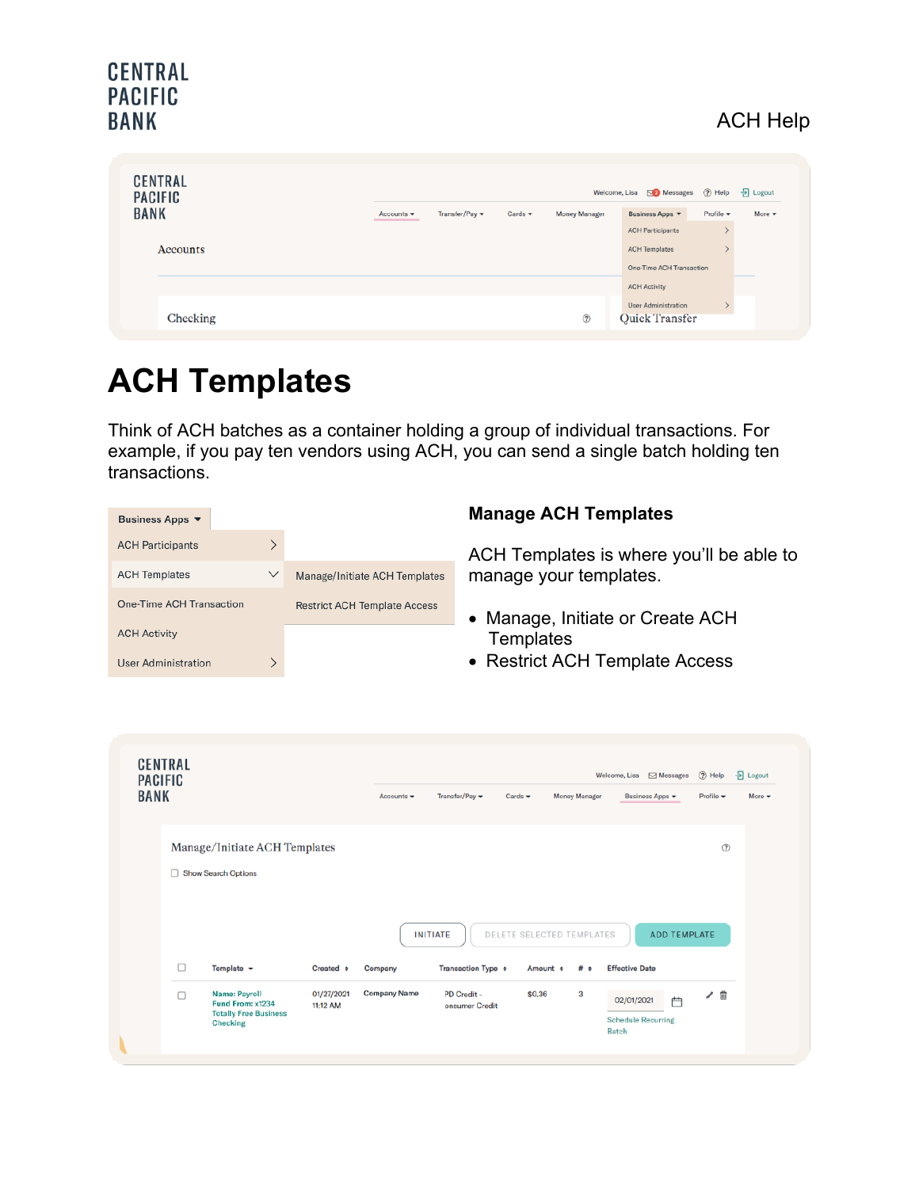CENTRAL PACIFIC BANK

ACH Help

# ACH Templates

Think of ACH batches as a container holding a group of individual transactions. For example, if you pay ten vendors using ACH, you can send a single batch holding ten transactions.

Business Apps

- ACH Participants
- ACH Templates
  - Manage/Initiate ACH Templates
  - Restrict ACH Template Access
- One-Time ACH Transaction
- ACH Activity
- User Administration

### Manage ACH Templates

ACH Templates is where you'll be able to manage your templates.

- Manage, Initiate or Create ACH Templates
- Restrict ACH Template Access

Manage/Initiate ACH Templates

Show Search Options

INITIATE | DELETE SELECTED TEMPLATES | ADD TEMPLATE

| | Template | Created | Company | Transaction Type | Amount | # | Effective Date |
|---|---|---|---|---|---|---|---|
| ☐ | Name: Payroll Fund From: x1234 Totally Free Business Checking | 01/27/2021 11:12 AM | Company Name | PD Credit - onsumer Credit | $0.36 | 3 | 02/01/2021 Schedule Recurring Batch |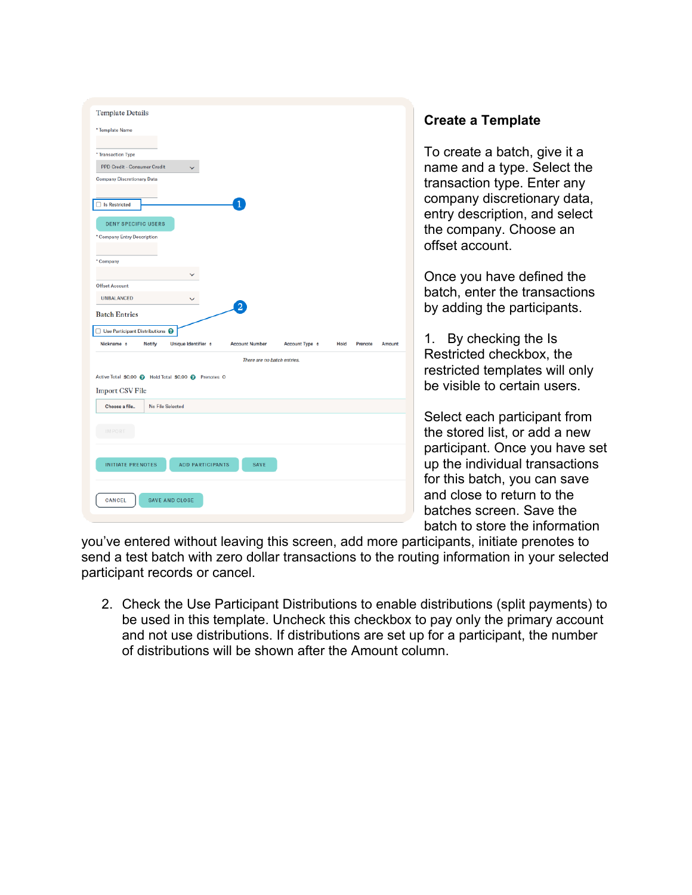## Create a Template

To create a batch, give it a name and a type. Select the transaction type. Enter any company discretionary data, entry description, and select the company. Choose an offset account.

Once you have defined the batch, enter the transactions by adding the participants.

1. By checking the Is Restricted checkbox, the restricted templates will only be visible to certain users.

Select each participant from the stored list, or add a new participant. Once you have set up the individual transactions for this batch, you can save and close to return to the batches screen. Save the batch to store the information you've entered without leaving this screen, add more participants, initiate prenotes to send a test batch with zero dollar transactions to the routing information in your selected participant records or cancel.

2. Check the Use Participant Distributions to enable distributions (split payments) to be used in this template. Uncheck this checkbox to pay only the primary account and not use distributions. If distributions are set up for a participant, the number of distributions will be shown after the Amount column.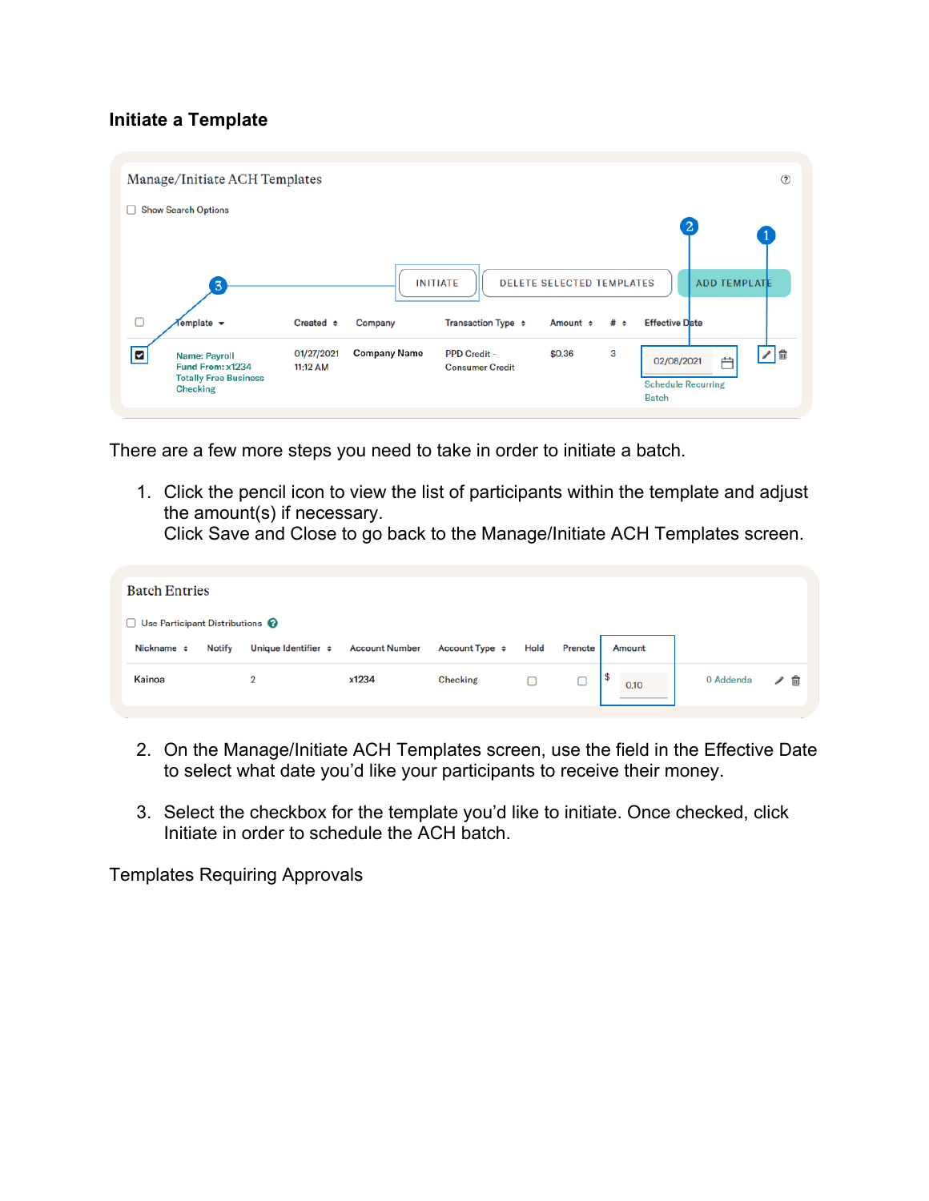### Initiate a Template

Manage/Initiate ACH Templates

Show Search Options

INITIATE | DELETE SELECTED TEMPLATES | ADD TEMPLATE

| | Template | Created | Company | Transaction Type | Amount | # | Effective Date |
|---|---|---|---|---|---|---|---|
| ☑ | Name: Payroll Fund From: x1234 Totally Free Business Checking | 01/27/2021 11:12 AM | Company Name | PPD Credit - Consumer Credit | $0.36 | 3 | 02/08/2021 Schedule Recurring Batch |

There are a few more steps you need to take in order to initiate a batch.

1. Click the pencil icon to view the list of participants within the template and adjust the amount(s) if necessary.
   Click Save and Close to go back to the Manage/Initiate ACH Templates screen.

Batch Entries

Use Participant Distributions

| Nickname | Notify | Unique Identifier | Account Number | Account Type | Hold | Prenote | Amount | |
|---|---|---|---|---|---|---|---|---|
| Kainoa | | 2 | x1234 | Checking | ☐ | ☐ | $ 0.10 | 0 Addenda |

2. On the Manage/Initiate ACH Templates screen, use the field in the Effective Date to select what date you'd like your participants to receive their money.

3. Select the checkbox for the template you'd like to initiate. Once checked, click Initiate in order to schedule the ACH batch.

Templates Requiring Approvals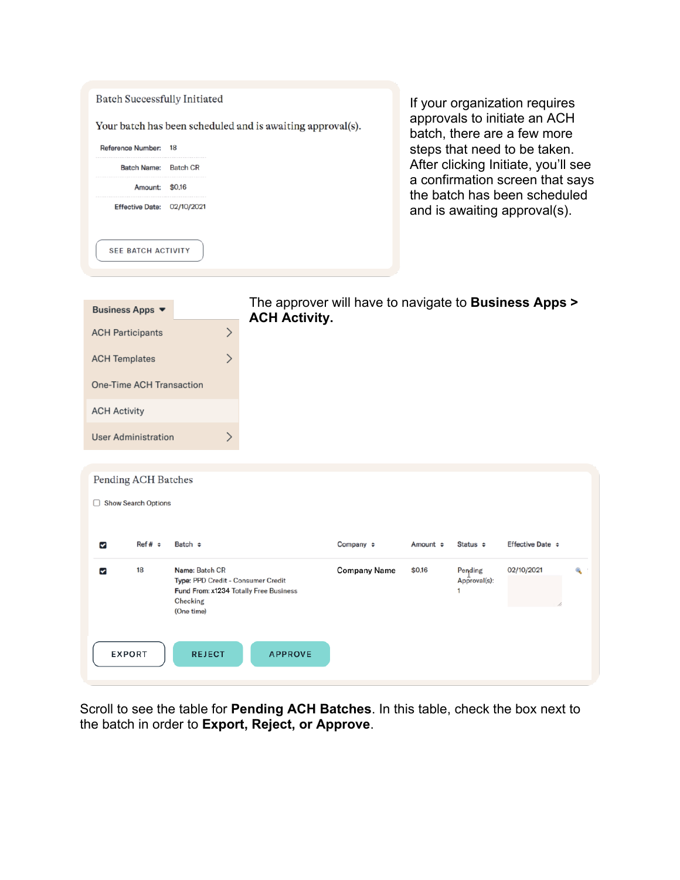Batch Successfully Initiated

Your batch has been scheduled and is awaiting approval(s).

| | |
|---|---|
| Reference Number: | 18 |
| Batch Name: | Batch CR |
| Amount: | $0.16 |
| Effective Date: | 02/10/2021 |

SEE BATCH ACTIVITY

If your organization requires approvals to initiate an ACH batch, there are a few more steps that need to be taken. After clicking Initiate, you'll see a confirmation screen that says the batch has been scheduled and is awaiting approval(s).

Business Apps

- ACH Participants
- ACH Templates
- One-Time ACH Transaction
- ACH Activity
- User Administration

The approver will have to navigate to **Business Apps > ACH Activity.**

Pending ACH Batches

Show Search Options

| ☑ | Ref # | Batch | Company | Amount | Status | Effective Date |
|---|---|---|---|---|---|---|
| ☑ | 18 | Name: Batch CR<br>Type: PPD Credit - Consumer Credit<br>Fund From: x1234 Totally Free Business Checking<br>(One time) | Company Name | $0.16 | Pending Approval(s): 1 | 02/10/2021 |

EXPORT   REJECT   APPROVE

Scroll to see the table for **Pending ACH Batches**. In this table, check the box next to the batch in order to **Export, Reject, or Approve**.